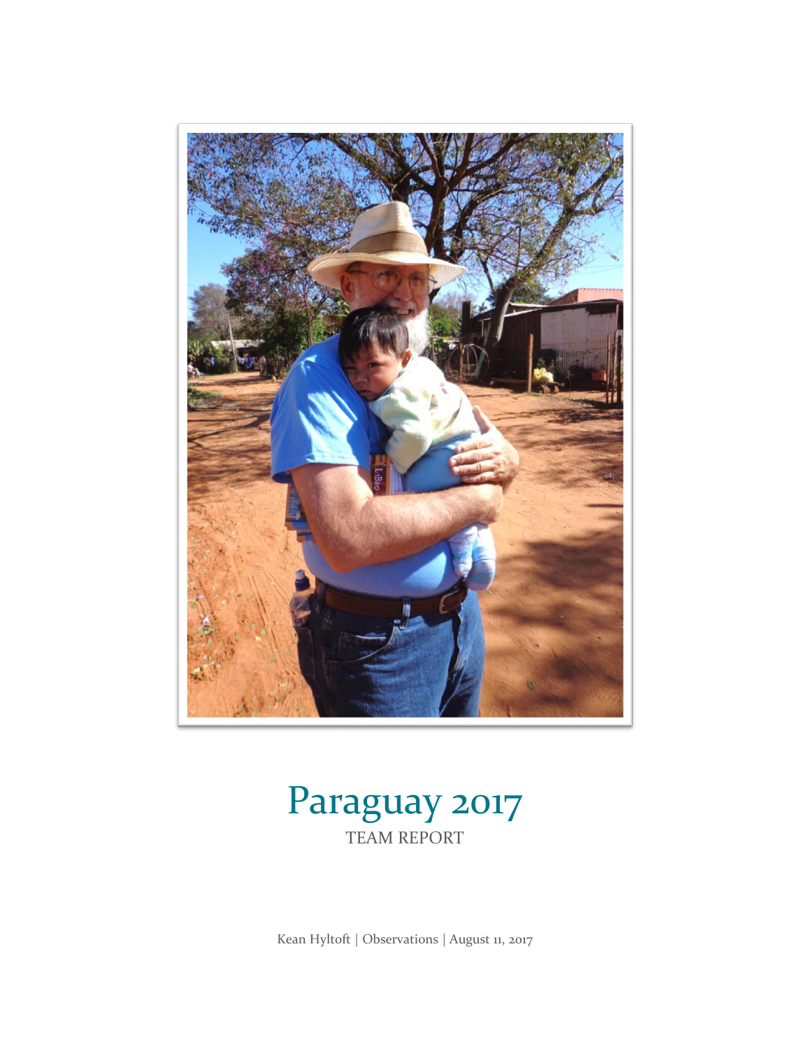# Paraguay 2017

TEAM REPORT

Kean Hyltoft | Observations | August 11, 2017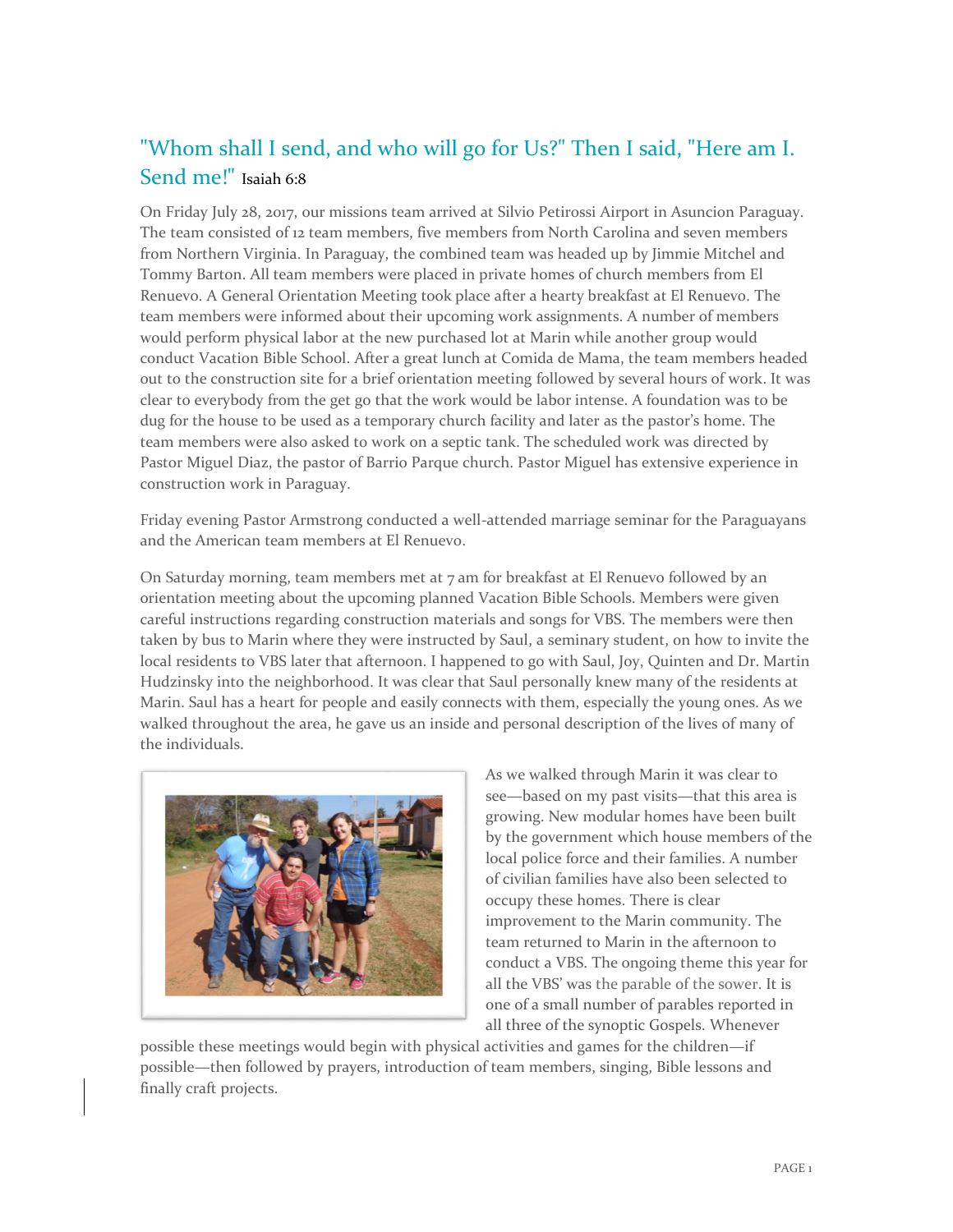## "Whom shall I send, and who will go for Us?" Then I said, "Here am I. Send me!" Isaiah 6:8

On Friday July 28, 2017, our missions team arrived at Silvio Petirossi Airport in Asuncion Paraguay. The team consisted of 12 team members, five members from North Carolina and seven members from Northern Virginia. In Paraguay, the combined team was headed up by Jimmie Mitchel and Tommy Barton. All team members were placed in private homes of church members from El Renuevo. A General Orientation Meeting took place after a hearty breakfast at El Renuevo. The team members were informed about their upcoming work assignments. A number of members would perform physical labor at the new purchased lot at Marin while another group would conduct Vacation Bible School. After a great lunch at Comida de Mama, the team members headed out to the construction site for a brief orientation meeting followed by several hours of work. It was clear to everybody from the get go that the work would be labor intense. A foundation was to be dug for the house to be used as a temporary church facility and later as the pastor's home. The team members were also asked to work on a septic tank. The scheduled work was directed by Pastor Miguel Diaz, the pastor of Barrio Parque church. Pastor Miguel has extensive experience in construction work in Paraguay.

Friday evening Pastor Armstrong conducted a well-attended marriage seminar for the Paraguayans and the American team members at El Renuevo.

On Saturday morning, team members met at 7 am for breakfast at El Renuevo followed by an orientation meeting about the upcoming planned Vacation Bible Schools. Members were given careful instructions regarding construction materials and songs for VBS. The members were then taken by bus to Marin where they were instructed by Saul, a seminary student, on how to invite the local residents to VBS later that afternoon. I happened to go with Saul, Joy, Quinten and Dr. Martin Hudzinsky into the neighborhood. It was clear that Saul personally knew many of the residents at Marin. Saul has a heart for people and easily connects with them, especially the young ones. As we walked throughout the area, he gave us an inside and personal description of the lives of many of the individuals.

As we walked through Marin it was clear to see—based on my past visits—that this area is growing. New modular homes have been built by the government which house members of the local police force and their families. A number of civilian families have also been selected to occupy these homes. There is clear improvement to the Marin community. The team returned to Marin in the afternoon to conduct a VBS. The ongoing theme this year for all the VBS' was the parable of the sower. It is one of a small number of parables reported in all three of the synoptic Gospels. Whenever possible these meetings would begin with physical activities and games for the children—if possible—then followed by prayers, introduction of team members, singing, Bible lessons and finally craft projects.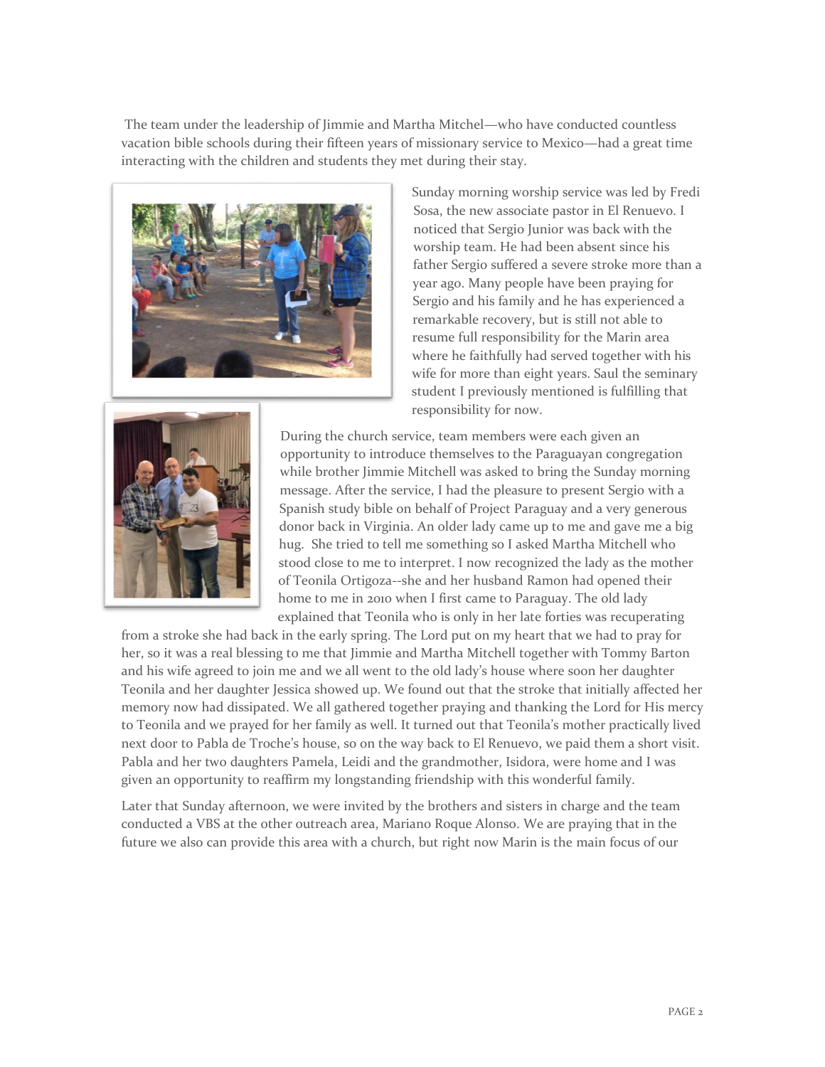The team under the leadership of Jimmie and Martha Mitchel—who have conducted countless vacation bible schools during their fifteen years of missionary service to Mexico—had a great time interacting with the children and students they met during their stay.

Sunday morning worship service was led by Fredi Sosa, the new associate pastor in El Renuevo. I noticed that Sergio Junior was back with the worship team. He had been absent since his father Sergio suffered a severe stroke more than a year ago. Many people have been praying for Sergio and his family and he has experienced a remarkable recovery, but is still not able to resume full responsibility for the Marin area where he faithfully had served together with his wife for more than eight years. Saul the seminary student I previously mentioned is fulfilling that responsibility for now.

During the church service, team members were each given an opportunity to introduce themselves to the Paraguayan congregation while brother Jimmie Mitchell was asked to bring the Sunday morning message. After the service, I had the pleasure to present Sergio with a Spanish study bible on behalf of Project Paraguay and a very generous donor back in Virginia. An older lady came up to me and gave me a big hug. She tried to tell me something so I asked Martha Mitchell who stood close to me to interpret. I now recognized the lady as the mother of Teonila Ortigoza--she and her husband Ramon had opened their home to me in 2010 when I first came to Paraguay. The old lady explained that Teonila who is only in her late forties was recuperating from a stroke she had back in the early spring. The Lord put on my heart that we had to pray for her, so it was a real blessing to me that Jimmie and Martha Mitchell together with Tommy Barton and his wife agreed to join me and we all went to the old lady's house where soon her daughter Teonila and her daughter Jessica showed up. We found out that the stroke that initially affected her memory now had dissipated. We all gathered together praying and thanking the Lord for His mercy to Teonila and we prayed for her family as well. It turned out that Teonila's mother practically lived next door to Pabla de Troche's house, so on the way back to El Renuevo, we paid them a short visit. Pabla and her two daughters Pamela, Leidi and the grandmother, Isidora, were home and I was given an opportunity to reaffirm my longstanding friendship with this wonderful family.

Later that Sunday afternoon, we were invited by the brothers and sisters in charge and the team conducted a VBS at the other outreach area, Mariano Roque Alonso. We are praying that in the future we also can provide this area with a church, but right now Marin is the main focus of our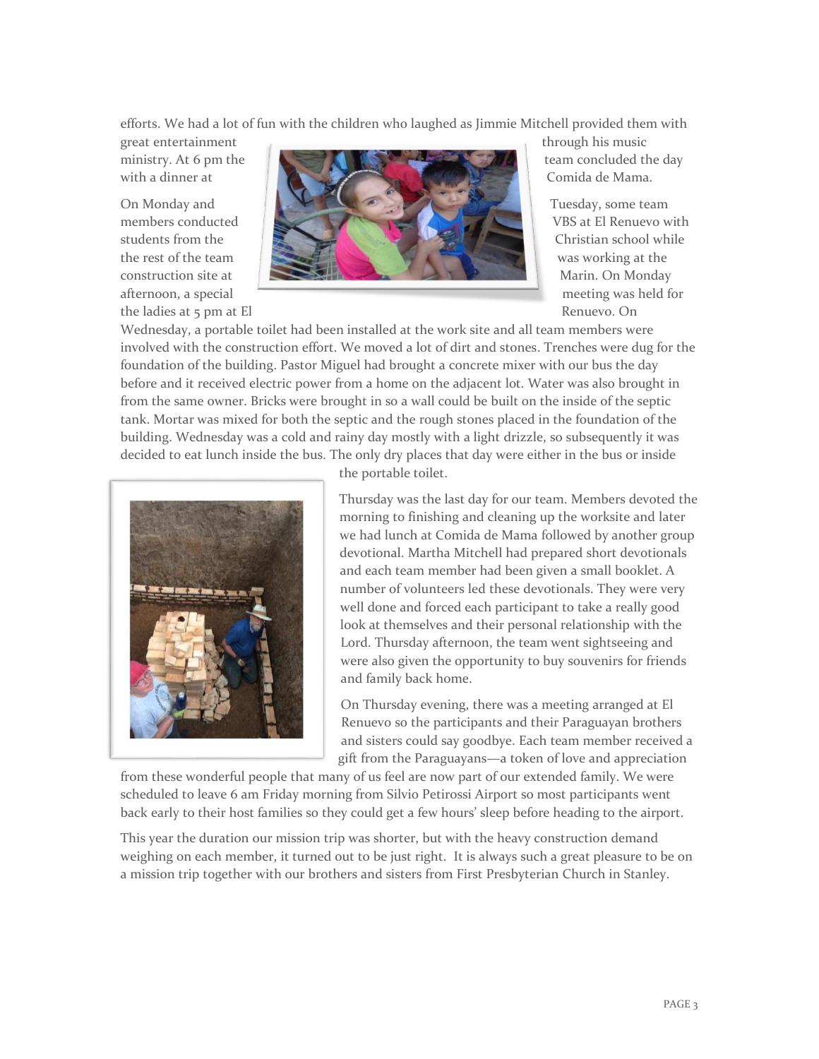efforts. We had a lot of fun with the children who laughed as Jimmie Mitchell provided them with great entertainment through his music ministry. At 6 pm the team concluded the day with a dinner at Comida de Mama.

On Monday and Tuesday, some team members conducted VBS at El Renuevo with students from the Christian school while the rest of the team was working at the construction site at Marin. On Monday afternoon, a special meeting was held for the ladies at 5 pm at El Renuevo. On Wednesday, a portable toilet had been installed at the work site and all team members were involved with the construction effort. We moved a lot of dirt and stones. Trenches were dug for the foundation of the building. Pastor Miguel had brought a concrete mixer with our bus the day before and it received electric power from a home on the adjacent lot. Water was also brought in from the same owner. Bricks were brought in so a wall could be built on the inside of the septic tank. Mortar was mixed for both the septic and the rough stones placed in the foundation of the building. Wednesday was a cold and rainy day mostly with a light drizzle, so subsequently it was decided to eat lunch inside the bus. The only dry places that day were either in the bus or inside the portable toilet.

Thursday was the last day for our team. Members devoted the morning to finishing and cleaning up the worksite and later we had lunch at Comida de Mama followed by another group devotional. Martha Mitchell had prepared short devotionals and each team member had been given a small booklet. A number of volunteers led these devotionals. They were very well done and forced each participant to take a really good look at themselves and their personal relationship with the Lord. Thursday afternoon, the team went sightseeing and were also given the opportunity to buy souvenirs for friends and family back home.

On Thursday evening, there was a meeting arranged at El Renuevo so the participants and their Paraguayan brothers and sisters could say goodbye. Each team member received a gift from the Paraguayans—a token of love and appreciation from these wonderful people that many of us feel are now part of our extended family. We were scheduled to leave 6 am Friday morning from Silvio Petirossi Airport so most participants went back early to their host families so they could get a few hours' sleep before heading to the airport.

This year the duration our mission trip was shorter, but with the heavy construction demand weighing on each member, it turned out to be just right. It is always such a great pleasure to be on a mission trip together with our brothers and sisters from First Presbyterian Church in Stanley.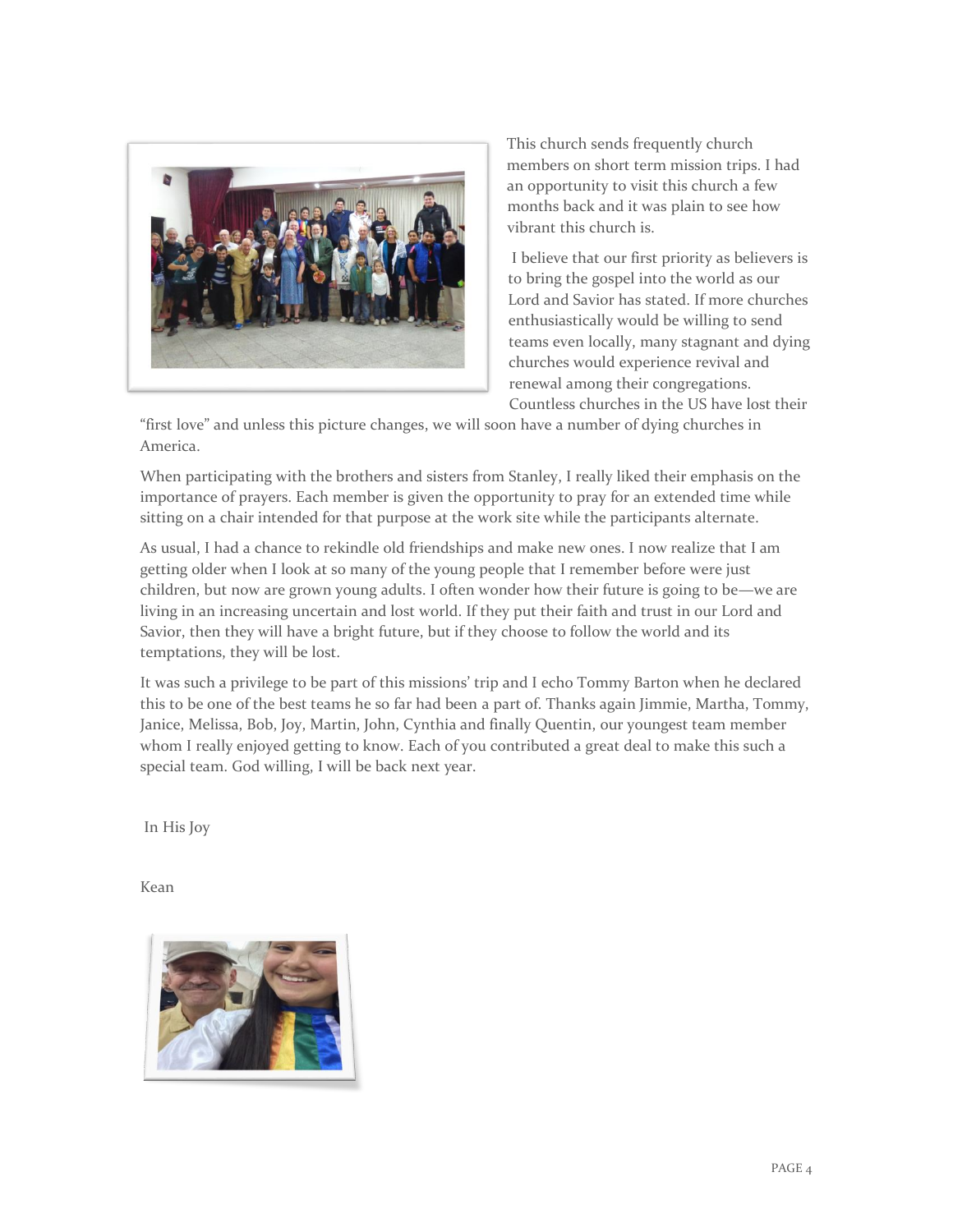This church sends frequently church members on short term mission trips. I had an opportunity to visit this church a few months back and it was plain to see how vibrant this church is.

I believe that our first priority as believers is to bring the gospel into the world as our Lord and Savior has stated. If more churches enthusiastically would be willing to send teams even locally, many stagnant and dying churches would experience revival and renewal among their congregations. Countless churches in the US have lost their "first love" and unless this picture changes, we will soon have a number of dying churches in America.

When participating with the brothers and sisters from Stanley, I really liked their emphasis on the importance of prayers. Each member is given the opportunity to pray for an extended time while sitting on a chair intended for that purpose at the work site while the participants alternate.

As usual, I had a chance to rekindle old friendships and make new ones. I now realize that I am getting older when I look at so many of the young people that I remember before were just children, but now are grown young adults. I often wonder how their future is going to be—we are living in an increasing uncertain and lost world. If they put their faith and trust in our Lord and Savior, then they will have a bright future, but if they choose to follow the world and its temptations, they will be lost.

It was such a privilege to be part of this missions' trip and I echo Tommy Barton when he declared this to be one of the best teams he so far had been a part of. Thanks again Jimmie, Martha, Tommy, Janice, Melissa, Bob, Joy, Martin, John, Cynthia and finally Quentin, our youngest team member whom I really enjoyed getting to know. Each of you contributed a great deal to make this such a special team. God willing, I will be back next year.

In His Joy

Kean